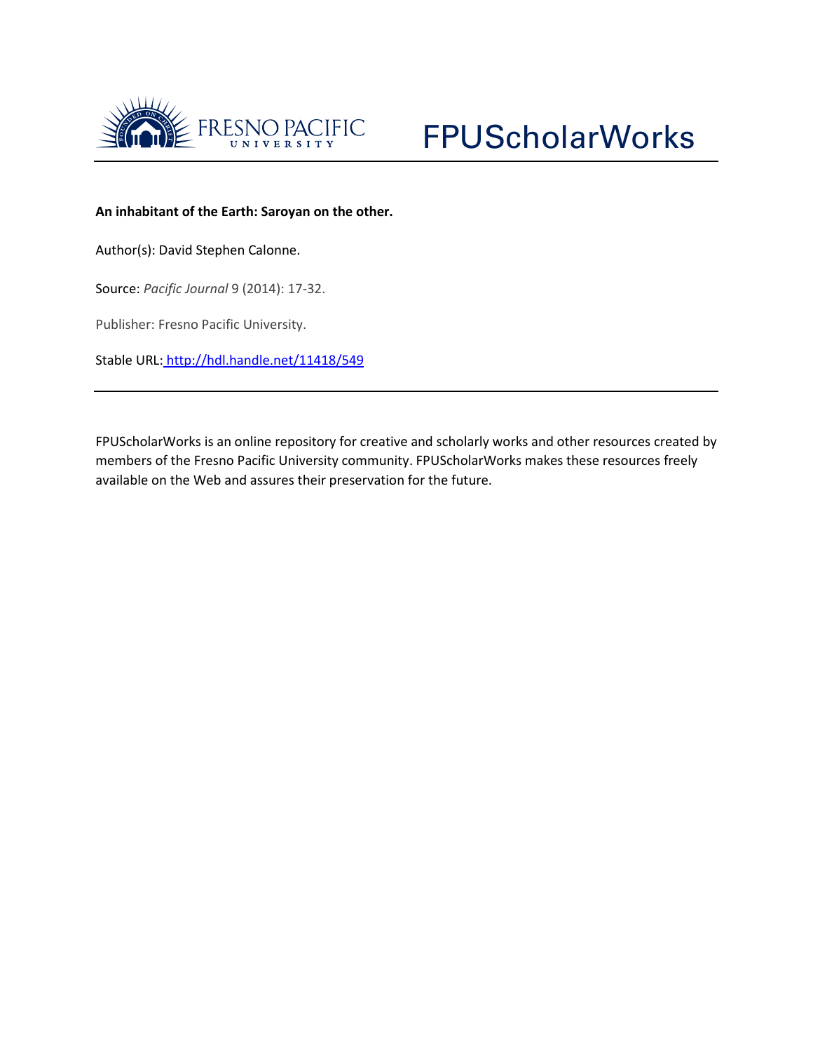FRESNO PACIFIC UNIVERSITY

FPUScholarWorks

**An inhabitant of the Earth: Saroyan on the other.**

Author(s): David Stephen Calonne.

Source: *Pacific Journal* 9 (2014): 17-32.

Publisher: Fresno Pacific University.

Stable URL: http://hdl.handle.net/11418/549

---

FPUScholarWorks is an online repository for creative and scholarly works and other resources created by members of the Fresno Pacific University community. FPUScholarWorks makes these resources freely available on the Web and assures their preservation for the future.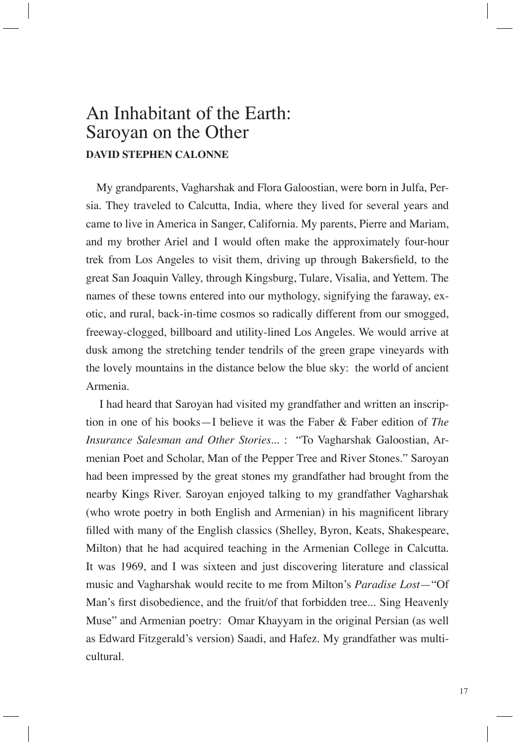# An Inhabitant of the Earth: Saroyan on the Other

**DAVID STEPHEN CALONNE**

My grandparents, Vagharshak and Flora Galoostian, were born in Julfa, Persia. They traveled to Calcutta, India, where they lived for several years and came to live in America in Sanger, California. My parents, Pierre and Mariam, and my brother Ariel and I would often make the approximately four-hour trek from Los Angeles to visit them, driving up through Bakersfield, to the great San Joaquin Valley, through Kingsburg, Tulare, Visalia, and Yettem. The names of these towns entered into our mythology, signifying the faraway, exotic, and rural, back-in-time cosmos so radically different from our smogged, freeway-clogged, billboard and utility-lined Los Angeles. We would arrive at dusk among the stretching tender tendrils of the green grape vineyards with the lovely mountains in the distance below the blue sky: the world of ancient Armenia.

I had heard that Saroyan had visited my grandfather and written an inscription in one of his books—I believe it was the Faber & Faber edition of *The Insurance Salesman and Other Stories*... : "To Vagharshak Galoostian, Armenian Poet and Scholar, Man of the Pepper Tree and River Stones." Saroyan had been impressed by the great stones my grandfather had brought from the nearby Kings River. Saroyan enjoyed talking to my grandfather Vagharshak (who wrote poetry in both English and Armenian) in his magnificent library filled with many of the English classics (Shelley, Byron, Keats, Shakespeare, Milton) that he had acquired teaching in the Armenian College in Calcutta. It was 1969, and I was sixteen and just discovering literature and classical music and Vagharshak would recite to me from Milton's *Paradise Lost*—"Of Man's first disobedience, and the fruit/of that forbidden tree... Sing Heavenly Muse" and Armenian poetry: Omar Khayyam in the original Persian (as well as Edward Fitzgerald's version) Saadi, and Hafez. My grandfather was multicultural.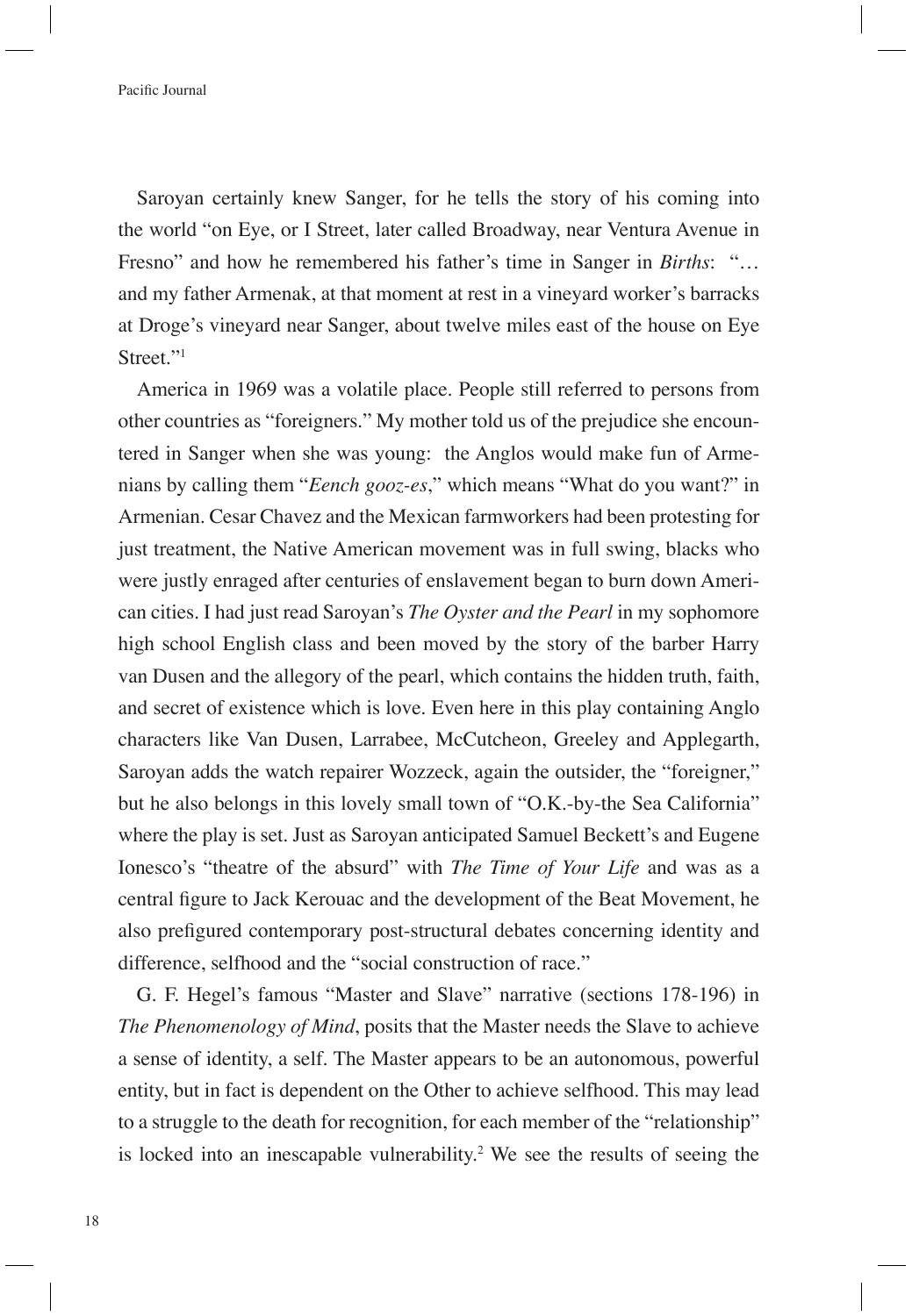Saroyan certainly knew Sanger, for he tells the story of his coming into the world "on Eye, or I Street, later called Broadway, near Ventura Avenue in Fresno" and how he remembered his father's time in Sanger in *Births*: "… and my father Armenak, at that moment at rest in a vineyard worker's barracks at Droge's vineyard near Sanger, about twelve miles east of the house on Eye Street."[1]

America in 1969 was a volatile place. People still referred to persons from other countries as "foreigners." My mother told us of the prejudice she encountered in Sanger when she was young: the Anglos would make fun of Armenians by calling them "*Eench gooz-es*," which means "What do you want?" in Armenian. Cesar Chavez and the Mexican farmworkers had been protesting for just treatment, the Native American movement was in full swing, blacks who were justly enraged after centuries of enslavement began to burn down American cities. I had just read Saroyan's *The Oyster and the Pearl* in my sophomore high school English class and been moved by the story of the barber Harry van Dusen and the allegory of the pearl, which contains the hidden truth, faith, and secret of existence which is love. Even here in this play containing Anglo characters like Van Dusen, Larrabee, McCutcheon, Greeley and Applegarth, Saroyan adds the watch repairer Wozzeck, again the outsider, the "foreigner," but he also belongs in this lovely small town of "O.K.-by-the Sea California" where the play is set. Just as Saroyan anticipated Samuel Beckett's and Eugene Ionesco's "theatre of the absurd" with *The Time of Your Life* and was as a central figure to Jack Kerouac and the development of the Beat Movement, he also prefigured contemporary post-structural debates concerning identity and difference, selfhood and the "social construction of race."

G. F. Hegel's famous "Master and Slave" narrative (sections 178-196) in *The Phenomenology of Mind*, posits that the Master needs the Slave to achieve a sense of identity, a self. The Master appears to be an autonomous, powerful entity, but in fact is dependent on the Other to achieve selfhood. This may lead to a struggle to the death for recognition, for each member of the "relationship" is locked into an inescapable vulnerability.[2] We see the results of seeing the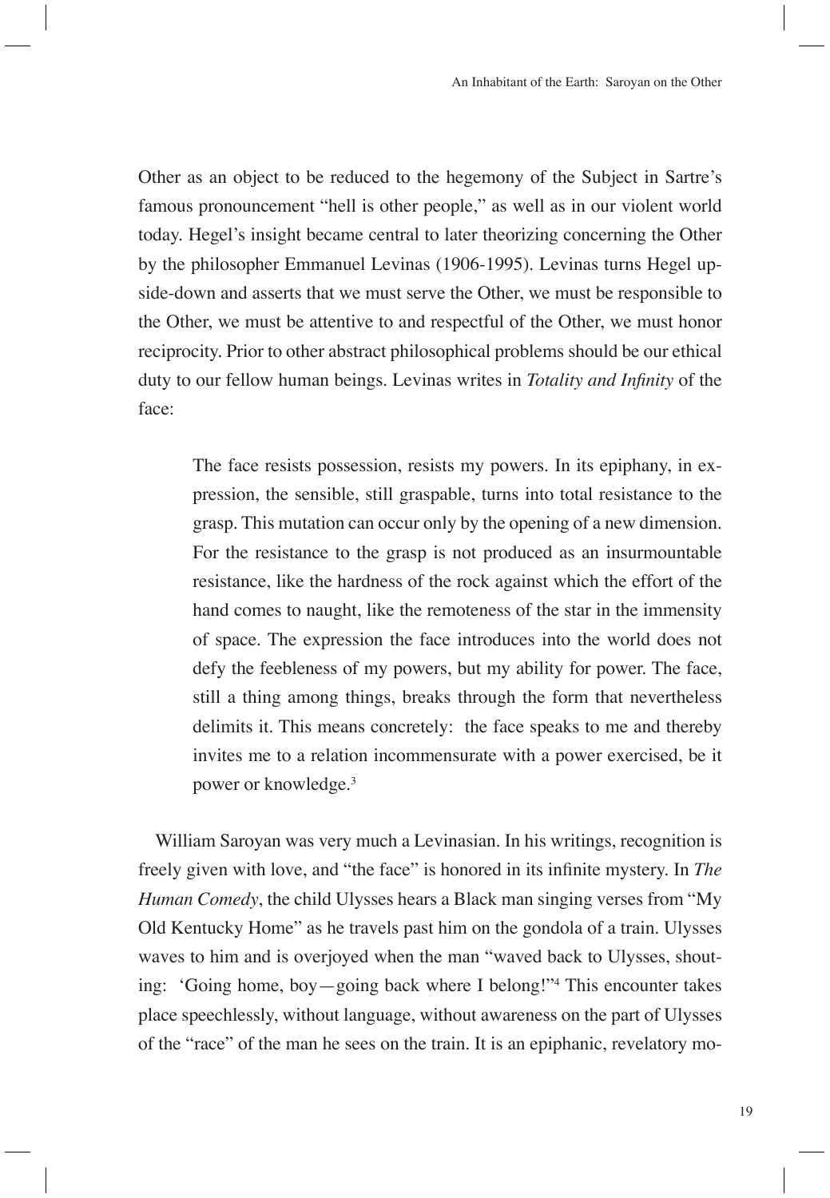Other as an object to be reduced to the hegemony of the Subject in Sartre's famous pronouncement "hell is other people," as well as in our violent world today. Hegel's insight became central to later theorizing concerning the Other by the philosopher Emmanuel Levinas (1906-1995). Levinas turns Hegel upside-down and asserts that we must serve the Other, we must be responsible to the Other, we must be attentive to and respectful of the Other, we must honor reciprocity. Prior to other abstract philosophical problems should be our ethical duty to our fellow human beings. Levinas writes in *Totality and Infinity* of the face:

> The face resists possession, resists my powers. In its epiphany, in expression, the sensible, still graspable, turns into total resistance to the grasp. This mutation can occur only by the opening of a new dimension. For the resistance to the grasp is not produced as an insurmountable resistance, like the hardness of the rock against which the effort of the hand comes to naught, like the remoteness of the star in the immensity of space. The expression the face introduces into the world does not defy the feebleness of my powers, but my ability for power. The face, still a thing among things, breaks through the form that nevertheless delimits it. This means concretely: the face speaks to me and thereby invites me to a relation incommensurate with a power exercised, be it power or knowledge.[3]

William Saroyan was very much a Levinasian. In his writings, recognition is freely given with love, and "the face" is honored in its infinite mystery. In *The Human Comedy*, the child Ulysses hears a Black man singing verses from "My Old Kentucky Home" as he travels past him on the gondola of a train. Ulysses waves to him and is overjoyed when the man "waved back to Ulysses, shouting: 'Going home, boy—going back where I belong!"[4] This encounter takes place speechlessly, without language, without awareness on the part of Ulysses of the "race" of the man he sees on the train. It is an epiphanic, revelatory mo-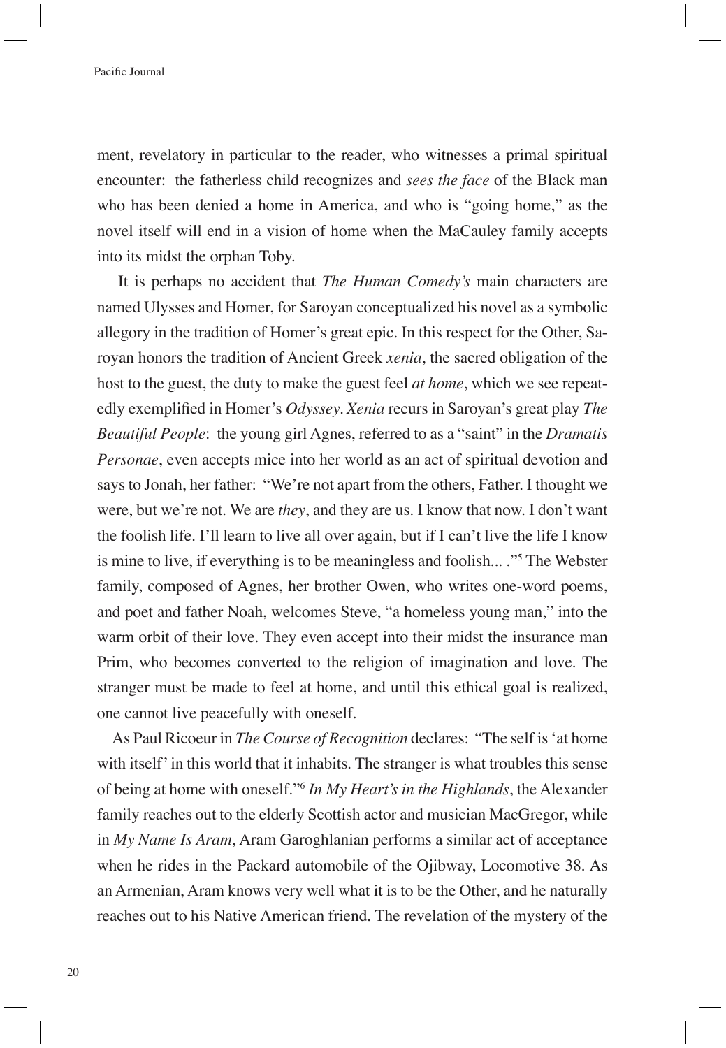ment, revelatory in particular to the reader, who witnesses a primal spiritual encounter: the fatherless child recognizes and *sees the face* of the Black man who has been denied a home in America, and who is "going home," as the novel itself will end in a vision of home when the MaCauley family accepts into its midst the orphan Toby.

It is perhaps no accident that *The Human Comedy's* main characters are named Ulysses and Homer, for Saroyan conceptualized his novel as a symbolic allegory in the tradition of Homer's great epic. In this respect for the Other, Saroyan honors the tradition of Ancient Greek *xenia*, the sacred obligation of the host to the guest, the duty to make the guest feel *at home*, which we see repeatedly exemplified in Homer's *Odyssey*. *Xenia* recurs in Saroyan's great play *The Beautiful People*: the young girl Agnes, referred to as a "saint" in the *Dramatis Personae*, even accepts mice into her world as an act of spiritual devotion and says to Jonah, her father: "We're not apart from the others, Father. I thought we were, but we're not. We are *they*, and they are us. I know that now. I don't want the foolish life. I'll learn to live all over again, but if I can't live the life I know is mine to live, if everything is to be meaningless and foolish... ."[5] The Webster family, composed of Agnes, her brother Owen, who writes one-word poems, and poet and father Noah, welcomes Steve, "a homeless young man," into the warm orbit of their love. They even accept into their midst the insurance man Prim, who becomes converted to the religion of imagination and love. The stranger must be made to feel at home, and until this ethical goal is realized, one cannot live peacefully with oneself.

As Paul Ricoeur in *The Course of Recognition* declares: "The self is 'at home with itself' in this world that it inhabits. The stranger is what troubles this sense of being at home with oneself."[6] *In My Heart's in the Highlands*, the Alexander family reaches out to the elderly Scottish actor and musician MacGregor, while in *My Name Is Aram*, Aram Garoghlanian performs a similar act of acceptance when he rides in the Packard automobile of the Ojibway, Locomotive 38. As an Armenian, Aram knows very well what it is to be the Other, and he naturally reaches out to his Native American friend. The revelation of the mystery of the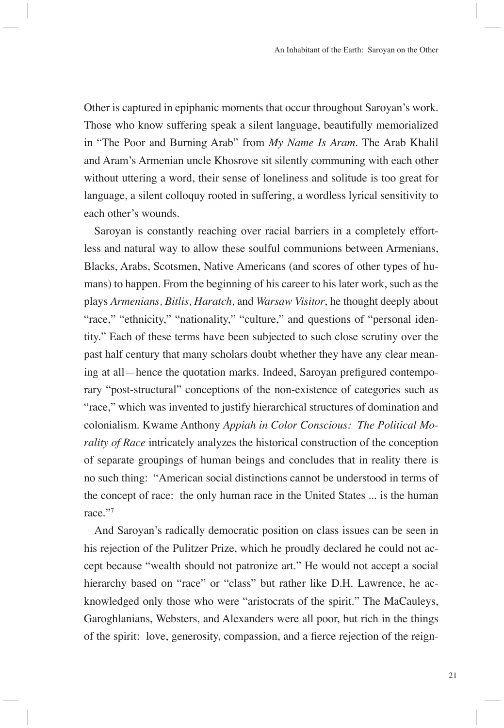Other is captured in epiphanic moments that occur throughout Saroyan's work. Those who know suffering speak a silent language, beautifully memorialized in "The Poor and Burning Arab" from *My Name Is Aram*. The Arab Khalil and Aram's Armenian uncle Khosrove sit silently communing with each other without uttering a word, their sense of loneliness and solitude is too great for language, a silent colloquy rooted in suffering, a wordless lyrical sensitivity to each other's wounds.

Saroyan is constantly reaching over racial barriers in a completely effortless and natural way to allow these soulful communions between Armenians, Blacks, Arabs, Scotsmen, Native Americans (and scores of other types of humans) to happen. From the beginning of his career to his later work, such as the plays *Armenians, Bitlis, Haratch,* and *Warsaw Visitor*, he thought deeply about "race," "ethnicity," "nationality," "culture," and questions of "personal identity." Each of these terms have been subjected to such close scrutiny over the past half century that many scholars doubt whether they have any clear meaning at all—hence the quotation marks. Indeed, Saroyan prefigured contemporary "post-structural" conceptions of the non-existence of categories such as "race," which was invented to justify hierarchical structures of domination and colonialism. Kwame Anthony *Appiah in Color Conscious: The Political Morality of Race* intricately analyzes the historical construction of the conception of separate groupings of human beings and concludes that in reality there is no such thing: "American social distinctions cannot be understood in terms of the concept of race: the only human race in the United States ... is the human race."[7]

And Saroyan's radically democratic position on class issues can be seen in his rejection of the Pulitzer Prize, which he proudly declared he could not accept because "wealth should not patronize art." He would not accept a social hierarchy based on "race" or "class" but rather like D.H. Lawrence, he acknowledged only those who were "aristocrats of the spirit." The MaCauleys, Garoghlanians, Websters, and Alexanders were all poor, but rich in the things of the spirit: love, generosity, compassion, and a fierce rejection of the reign-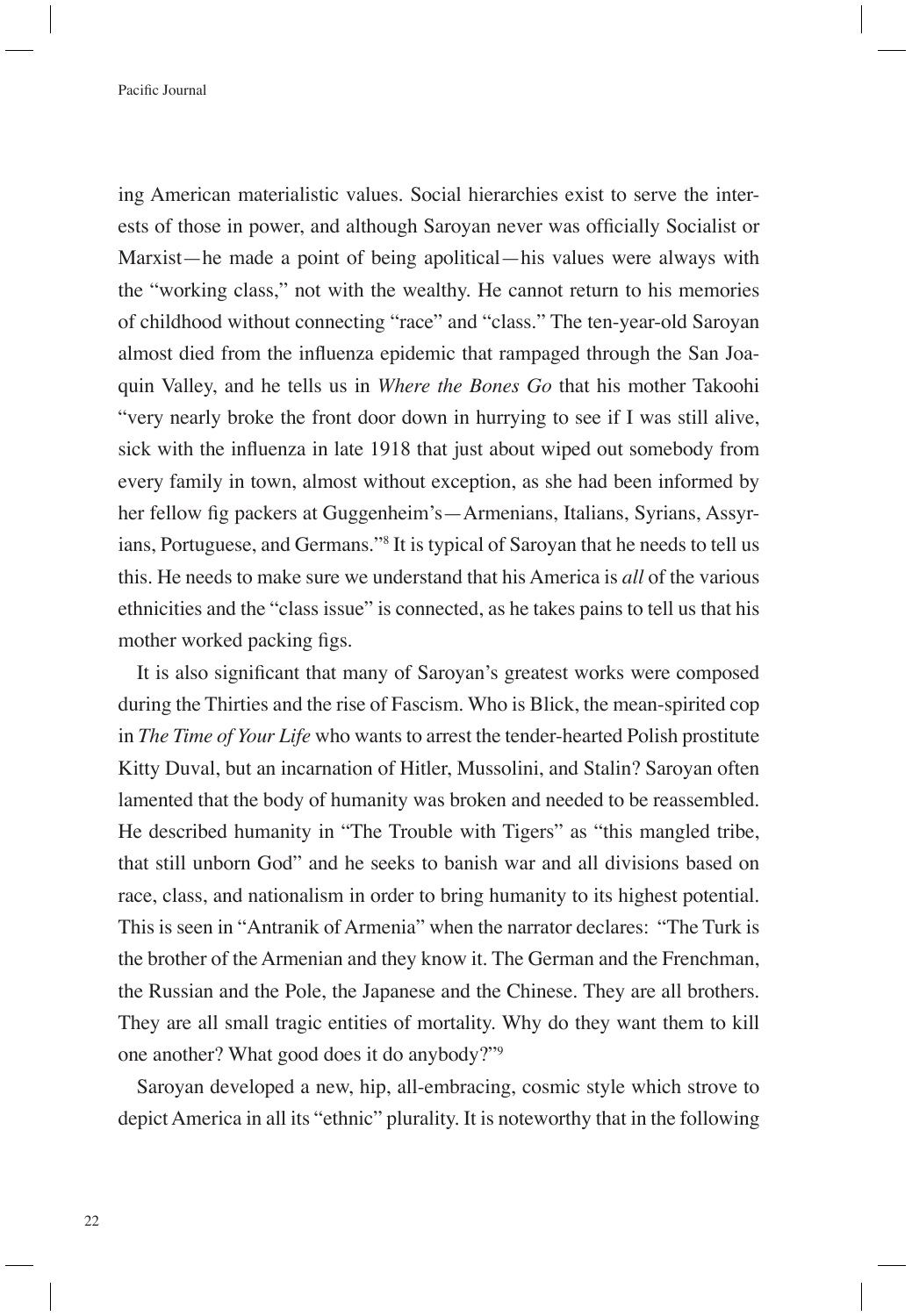ing American materialistic values. Social hierarchies exist to serve the interests of those in power, and although Saroyan never was officially Socialist or Marxist—he made a point of being apolitical—his values were always with the "working class," not with the wealthy. He cannot return to his memories of childhood without connecting "race" and "class." The ten-year-old Saroyan almost died from the influenza epidemic that rampaged through the San Joaquin Valley, and he tells us in *Where the Bones Go* that his mother Takoohi "very nearly broke the front door down in hurrying to see if I was still alive, sick with the influenza in late 1918 that just about wiped out somebody from every family in town, almost without exception, as she had been informed by her fellow fig packers at Guggenheim's—Armenians, Italians, Syrians, Assyrians, Portuguese, and Germans."[8] It is typical of Saroyan that he needs to tell us this. He needs to make sure we understand that his America is *all* of the various ethnicities and the "class issue" is connected, as he takes pains to tell us that his mother worked packing figs.

It is also significant that many of Saroyan's greatest works were composed during the Thirties and the rise of Fascism. Who is Blick, the mean-spirited cop in *The Time of Your Life* who wants to arrest the tender-hearted Polish prostitute Kitty Duval, but an incarnation of Hitler, Mussolini, and Stalin? Saroyan often lamented that the body of humanity was broken and needed to be reassembled. He described humanity in "The Trouble with Tigers" as "this mangled tribe, that still unborn God" and he seeks to banish war and all divisions based on race, class, and nationalism in order to bring humanity to its highest potential. This is seen in "Antranik of Armenia" when the narrator declares: "The Turk is the brother of the Armenian and they know it. The German and the Frenchman, the Russian and the Pole, the Japanese and the Chinese. They are all brothers. They are all small tragic entities of mortality. Why do they want them to kill one another? What good does it do anybody?"[9]

Saroyan developed a new, hip, all-embracing, cosmic style which strove to depict America in all its "ethnic" plurality. It is noteworthy that in the following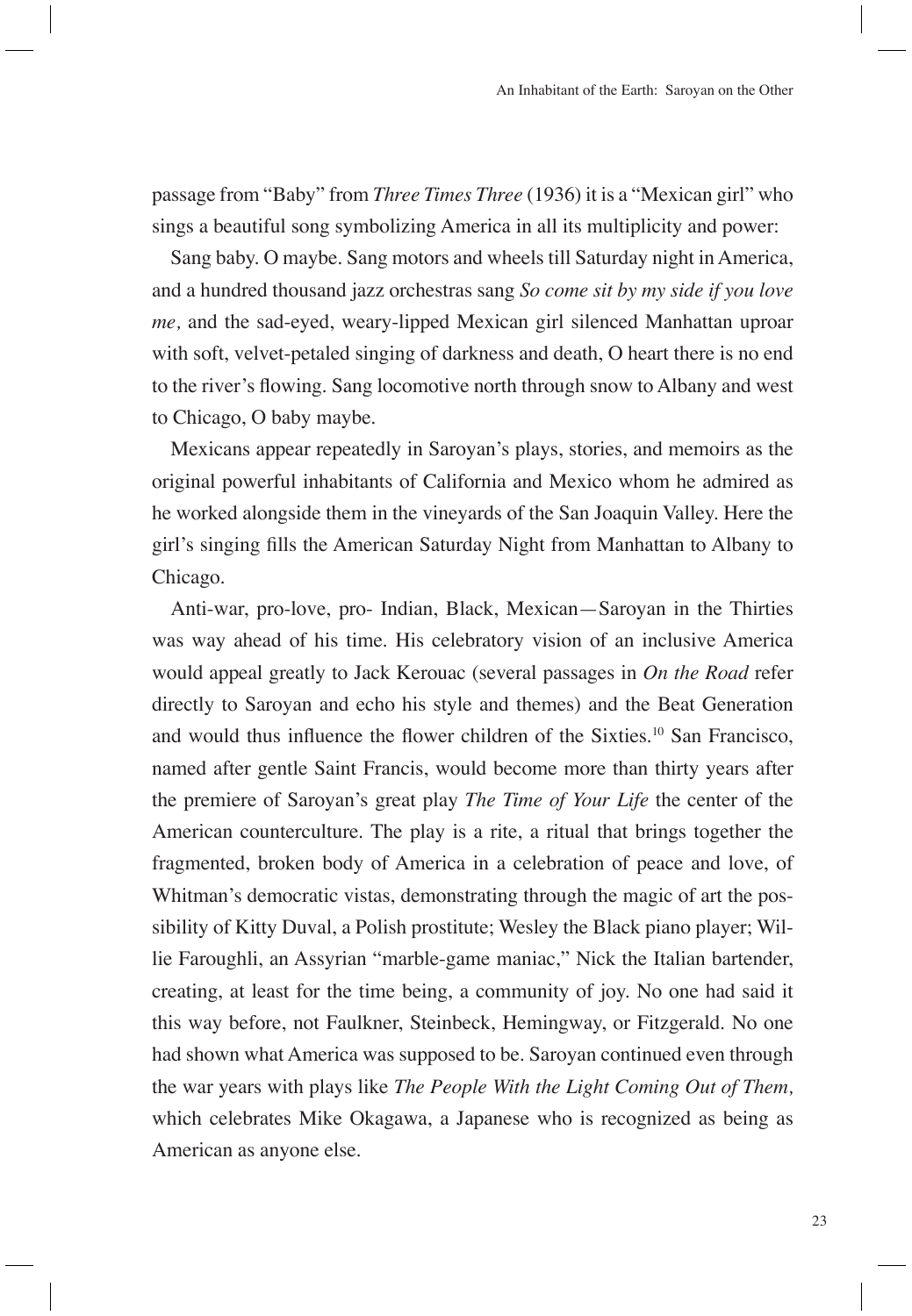passage from "Baby" from *Three Times Three* (1936) it is a "Mexican girl" who sings a beautiful song symbolizing America in all its multiplicity and power:

Sang baby. O maybe. Sang motors and wheels till Saturday night in America, and a hundred thousand jazz orchestras sang *So come sit by my side if you love me,* and the sad-eyed, weary-lipped Mexican girl silenced Manhattan uproar with soft, velvet-petaled singing of darkness and death, O heart there is no end to the river's flowing. Sang locomotive north through snow to Albany and west to Chicago, O baby maybe.

Mexicans appear repeatedly in Saroyan's plays, stories, and memoirs as the original powerful inhabitants of California and Mexico whom he admired as he worked alongside them in the vineyards of the San Joaquin Valley. Here the girl's singing fills the American Saturday Night from Manhattan to Albany to Chicago.

Anti-war, pro-love, pro- Indian, Black, Mexican—Saroyan in the Thirties was way ahead of his time. His celebratory vision of an inclusive America would appeal greatly to Jack Kerouac (several passages in *On the Road* refer directly to Saroyan and echo his style and themes) and the Beat Generation and would thus influence the flower children of the Sixties.[10] San Francisco, named after gentle Saint Francis, would become more than thirty years after the premiere of Saroyan's great play *The Time of Your Life* the center of the American counterculture. The play is a rite, a ritual that brings together the fragmented, broken body of America in a celebration of peace and love, of Whitman's democratic vistas, demonstrating through the magic of art the possibility of Kitty Duval, a Polish prostitute; Wesley the Black piano player; Willie Faroughli, an Assyrian "marble-game maniac," Nick the Italian bartender, creating, at least for the time being, a community of joy. No one had said it this way before, not Faulkner, Steinbeck, Hemingway, or Fitzgerald. No one had shown what America was supposed to be. Saroyan continued even through the war years with plays like *The People With the Light Coming Out of Them,* which celebrates Mike Okagawa, a Japanese who is recognized as being as American as anyone else.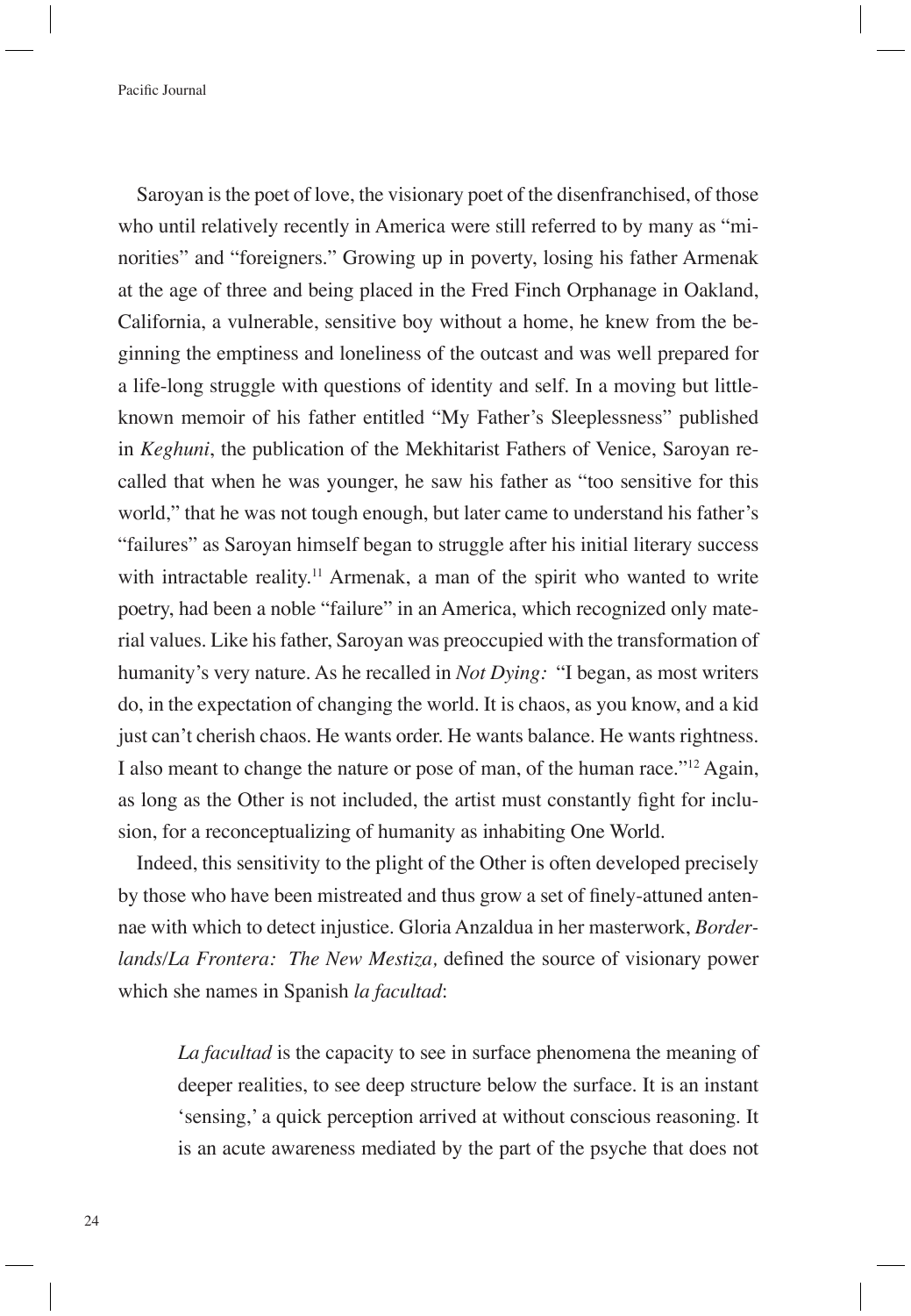Saroyan is the poet of love, the visionary poet of the disenfranchised, of those who until relatively recently in America were still referred to by many as "minorities" and "foreigners." Growing up in poverty, losing his father Armenak at the age of three and being placed in the Fred Finch Orphanage in Oakland, California, a vulnerable, sensitive boy without a home, he knew from the beginning the emptiness and loneliness of the outcast and was well prepared for a life-long struggle with questions of identity and self. In a moving but little-known memoir of his father entitled "My Father's Sleeplessness" published in *Keghuni*, the publication of the Mekhitarist Fathers of Venice, Saroyan recalled that when he was younger, he saw his father as "too sensitive for this world," that he was not tough enough, but later came to understand his father's "failures" as Saroyan himself began to struggle after his initial literary success with intractable reality.[11] Armenak, a man of the spirit who wanted to write poetry, had been a noble "failure" in an America, which recognized only material values. Like his father, Saroyan was preoccupied with the transformation of humanity's very nature. As he recalled in *Not Dying:* "I began, as most writers do, in the expectation of changing the world. It is chaos, as you know, and a kid just can't cherish chaos. He wants order. He wants balance. He wants rightness. I also meant to change the nature or pose of man, of the human race."[12] Again, as long as the Other is not included, the artist must constantly fight for inclusion, for a reconceptualizing of humanity as inhabiting One World.

Indeed, this sensitivity to the plight of the Other is often developed precisely by those who have been mistreated and thus grow a set of finely-attuned antennae with which to detect injustice. Gloria Anzaldua in her masterwork, *Borderlands/La Frontera: The New Mestiza,* defined the source of visionary power which she names in Spanish *la facultad*:

> *La facultad* is the capacity to see in surface phenomena the meaning of deeper realities, to see deep structure below the surface. It is an instant 'sensing,' a quick perception arrived at without conscious reasoning. It is an acute awareness mediated by the part of the psyche that does not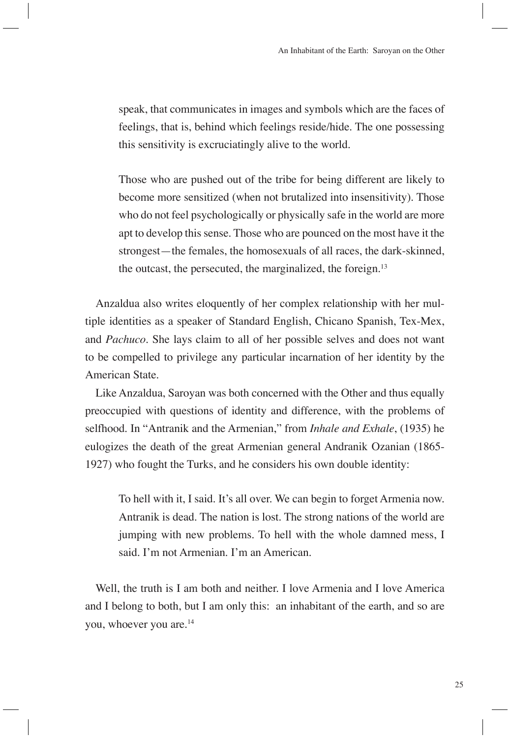> speak, that communicates in images and symbols which are the faces of feelings, that is, behind which feelings reside/hide. The one possessing this sensitivity is excruciatingly alive to the world.
>
> Those who are pushed out of the tribe for being different are likely to become more sensitized (when not brutalized into insensitivity). Those who do not feel psychologically or physically safe in the world are more apt to develop this sense. Those who are pounced on the most have it the strongest—the females, the homosexuals of all races, the dark-skinned, the outcast, the persecuted, the marginalized, the foreign.[13]

Anzaldua also writes eloquently of her complex relationship with her multiple identities as a speaker of Standard English, Chicano Spanish, Tex-Mex, and *Pachuco*. She lays claim to all of her possible selves and does not want to be compelled to privilege any particular incarnation of her identity by the American State.

Like Anzaldua, Saroyan was both concerned with the Other and thus equally preoccupied with questions of identity and difference, with the problems of selfhood. In "Antranik and the Armenian," from *Inhale and Exhale*, (1935) he eulogizes the death of the great Armenian general Andranik Ozanian (1865-1927) who fought the Turks, and he considers his own double identity:

> To hell with it, I said. It's all over. We can begin to forget Armenia now. Antranik is dead. The nation is lost. The strong nations of the world are jumping with new problems. To hell with the whole damned mess, I said. I'm not Armenian. I'm an American.

Well, the truth is I am both and neither. I love Armenia and I love America and I belong to both, but I am only this: an inhabitant of the earth, and so are you, whoever you are.[14]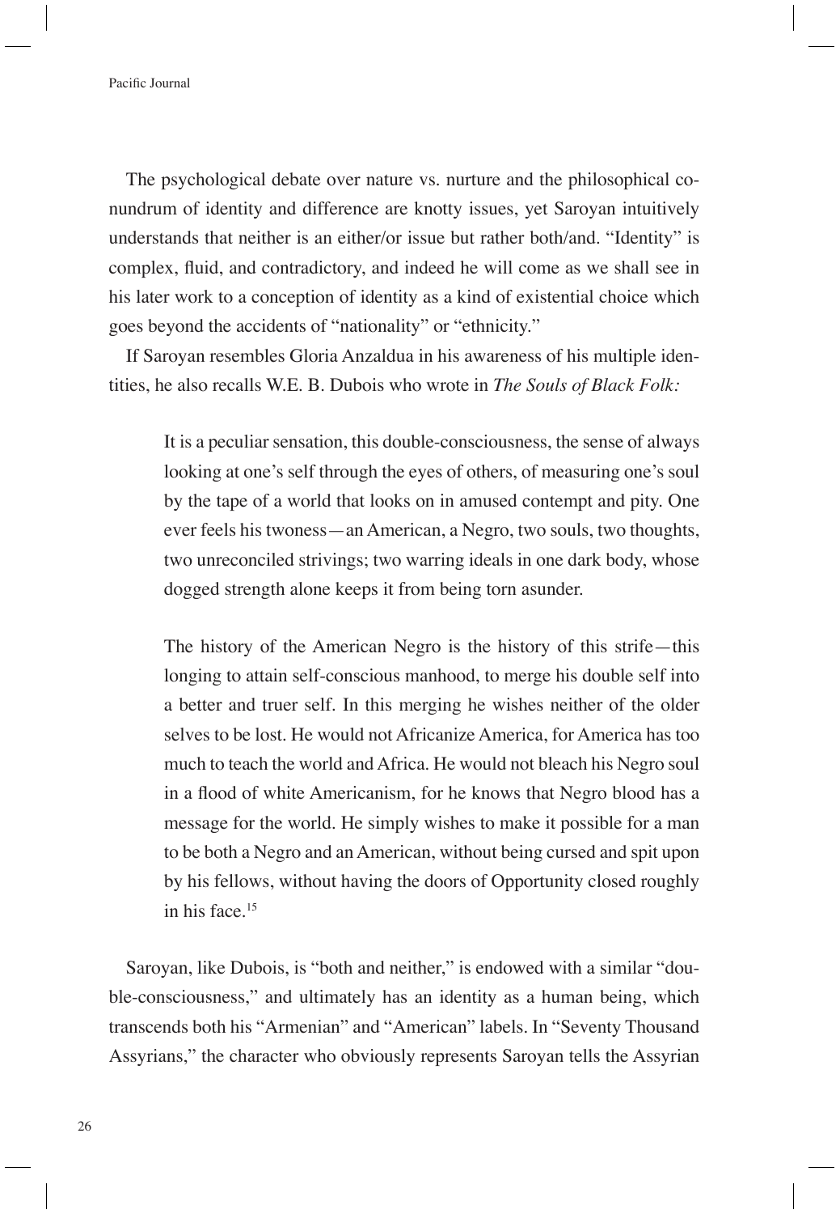The psychological debate over nature vs. nurture and the philosophical conundrum of identity and difference are knotty issues, yet Saroyan intuitively understands that neither is an either/or issue but rather both/and. "Identity" is complex, fluid, and contradictory, and indeed he will come as we shall see in his later work to a conception of identity as a kind of existential choice which goes beyond the accidents of "nationality" or "ethnicity."

If Saroyan resembles Gloria Anzaldua in his awareness of his multiple identities, he also recalls W.E. B. Dubois who wrote in *The Souls of Black Folk:*

> It is a peculiar sensation, this double-consciousness, the sense of always looking at one's self through the eyes of others, of measuring one's soul by the tape of a world that looks on in amused contempt and pity. One ever feels his twoness—an American, a Negro, two souls, two thoughts, two unreconciled strivings; two warring ideals in one dark body, whose dogged strength alone keeps it from being torn asunder.
>
> The history of the American Negro is the history of this strife—this longing to attain self-conscious manhood, to merge his double self into a better and truer self. In this merging he wishes neither of the older selves to be lost. He would not Africanize America, for America has too much to teach the world and Africa. He would not bleach his Negro soul in a flood of white Americanism, for he knows that Negro blood has a message for the world. He simply wishes to make it possible for a man to be both a Negro and an American, without being cursed and spit upon by his fellows, without having the doors of Opportunity closed roughly in his face.[15]

Saroyan, like Dubois, is "both and neither," is endowed with a similar "double-consciousness," and ultimately has an identity as a human being, which transcends both his "Armenian" and "American" labels. In "Seventy Thousand Assyrians," the character who obviously represents Saroyan tells the Assyrian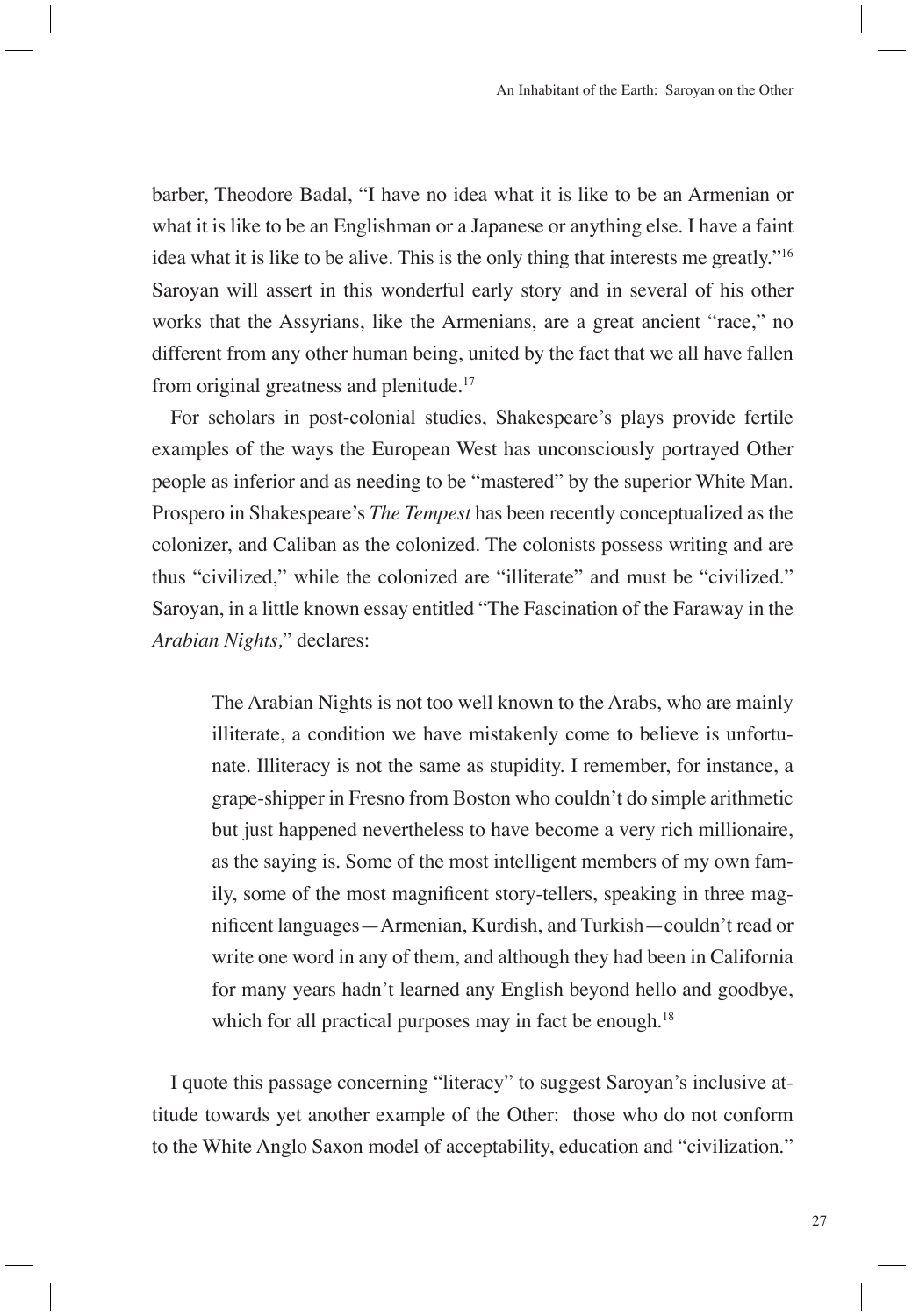barber, Theodore Badal, "I have no idea what it is like to be an Armenian or what it is like to be an Englishman or a Japanese or anything else. I have a faint idea what it is like to be alive. This is the only thing that interests me greatly."[16] Saroyan will assert in this wonderful early story and in several of his other works that the Assyrians, like the Armenians, are a great ancient "race," no different from any other human being, united by the fact that we all have fallen from original greatness and plenitude.[17]

For scholars in post-colonial studies, Shakespeare's plays provide fertile examples of the ways the European West has unconsciously portrayed Other people as inferior and as needing to be "mastered" by the superior White Man. Prospero in Shakespeare's *The Tempest* has been recently conceptualized as the colonizer, and Caliban as the colonized. The colonists possess writing and are thus "civilized," while the colonized are "illiterate" and must be "civilized." Saroyan, in a little known essay entitled "The Fascination of the Faraway in the *Arabian Nights,*" declares:

> The Arabian Nights is not too well known to the Arabs, who are mainly illiterate, a condition we have mistakenly come to believe is unfortunate. Illiteracy is not the same as stupidity. I remember, for instance, a grape-shipper in Fresno from Boston who couldn't do simple arithmetic but just happened nevertheless to have become a very rich millionaire, as the saying is. Some of the most intelligent members of my own family, some of the most magnificent story-tellers, speaking in three magnificent languages—Armenian, Kurdish, and Turkish—couldn't read or write one word in any of them, and although they had been in California for many years hadn't learned any English beyond hello and goodbye, which for all practical purposes may in fact be enough.[18]

I quote this passage concerning "literacy" to suggest Saroyan's inclusive attitude towards yet another example of the Other: those who do not conform to the White Anglo Saxon model of acceptability, education and "civilization."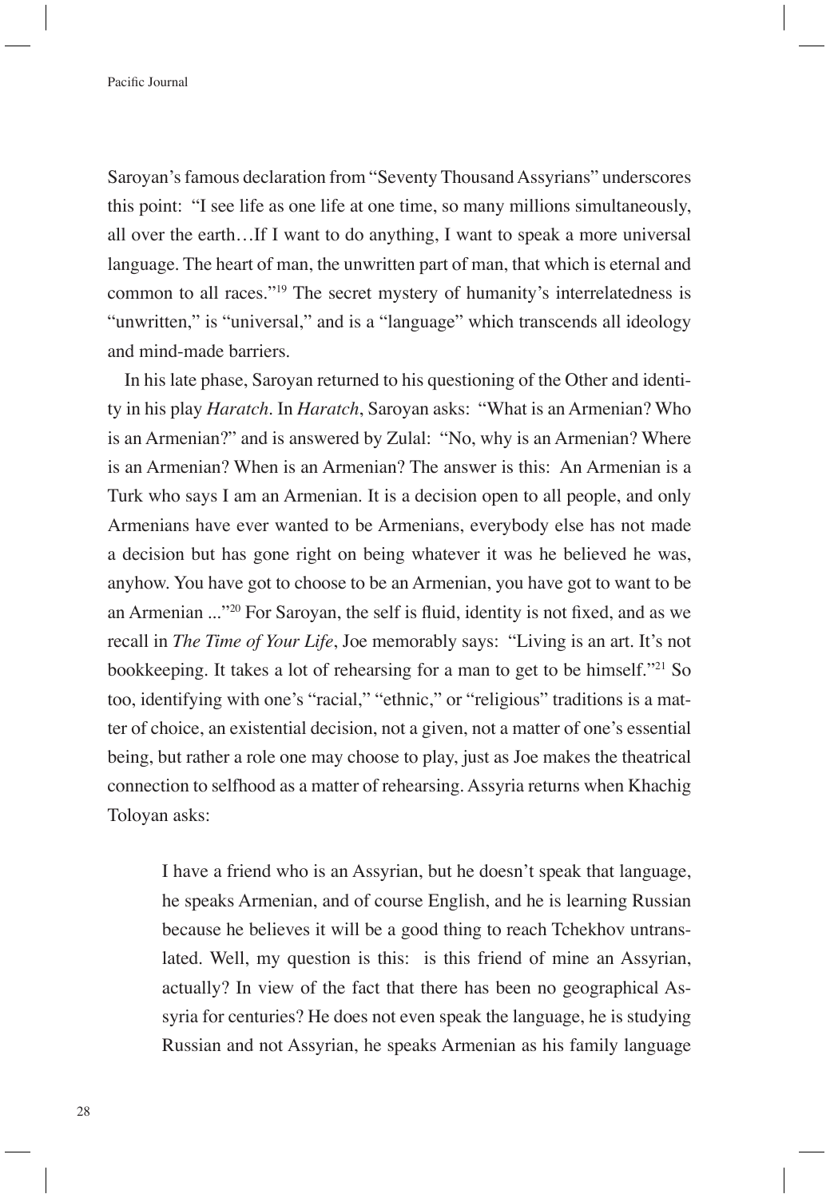Saroyan's famous declaration from "Seventy Thousand Assyrians" underscores this point: "I see life as one life at one time, so many millions simultaneously, all over the earth…If I want to do anything, I want to speak a more universal language. The heart of man, the unwritten part of man, that which is eternal and common to all races."[19] The secret mystery of humanity's interrelatedness is "unwritten," is "universal," and is a "language" which transcends all ideology and mind-made barriers.

In his late phase, Saroyan returned to his questioning of the Other and identity in his play *Haratch*. In *Haratch*, Saroyan asks: "What is an Armenian? Who is an Armenian?" and is answered by Zulal: "No, why is an Armenian? Where is an Armenian? When is an Armenian? The answer is this: An Armenian is a Turk who says I am an Armenian. It is a decision open to all people, and only Armenians have ever wanted to be Armenians, everybody else has not made a decision but has gone right on being whatever it was he believed he was, anyhow. You have got to choose to be an Armenian, you have got to want to be an Armenian ..."[20] For Saroyan, the self is fluid, identity is not fixed, and as we recall in *The Time of Your Life*, Joe memorably says: "Living is an art. It's not bookkeeping. It takes a lot of rehearsing for a man to get to be himself."[21] So too, identifying with one's "racial," "ethnic," or "religious" traditions is a matter of choice, an existential decision, not a given, not a matter of one's essential being, but rather a role one may choose to play, just as Joe makes the theatrical connection to selfhood as a matter of rehearsing. Assyria returns when Khachig Toloyan asks:

> I have a friend who is an Assyrian, but he doesn't speak that language, he speaks Armenian, and of course English, and he is learning Russian because he believes it will be a good thing to reach Tchekhov untranslated. Well, my question is this: is this friend of mine an Assyrian, actually? In view of the fact that there has been no geographical Assyria for centuries? He does not even speak the language, he is studying Russian and not Assyrian, he speaks Armenian as his family language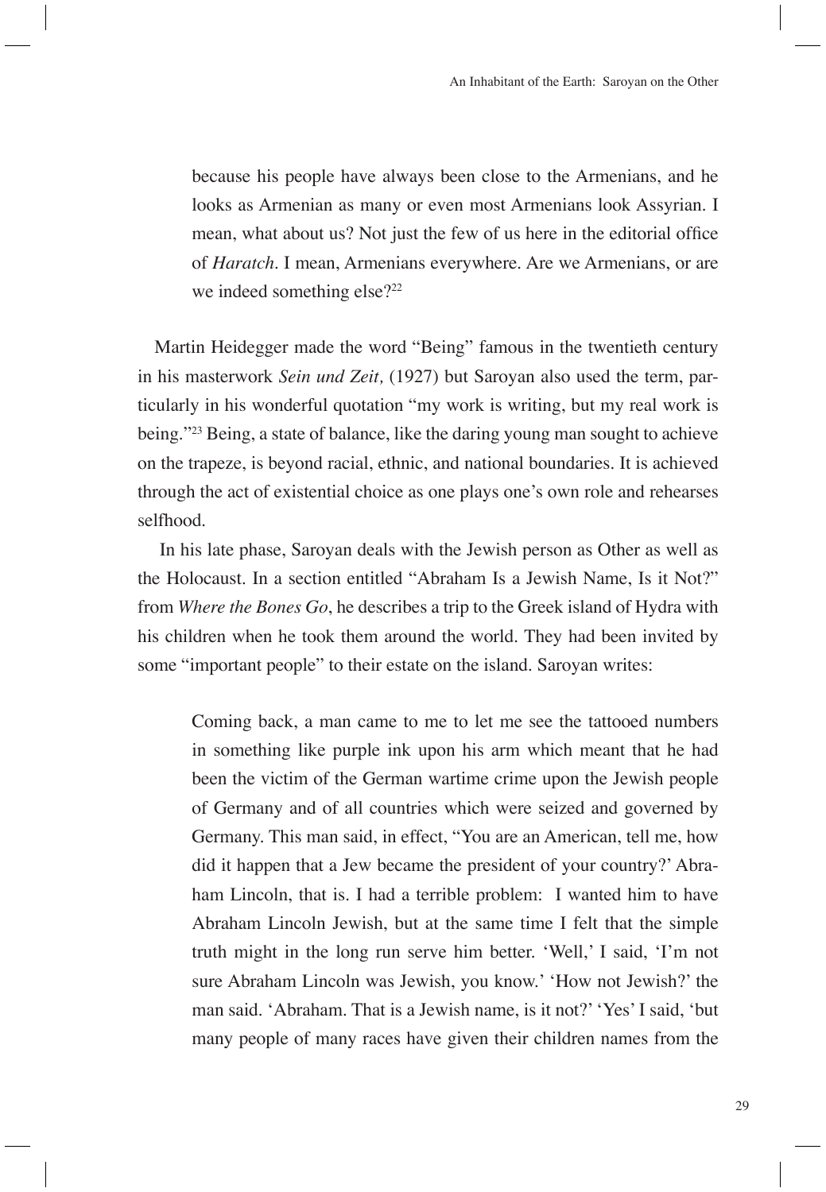> because his people have always been close to the Armenians, and he looks as Armenian as many or even most Armenians look Assyrian. I mean, what about us? Not just the few of us here in the editorial office of *Haratch*. I mean, Armenians everywhere. Are we Armenians, or are we indeed something else?[22]

Martin Heidegger made the word "Being" famous in the twentieth century in his masterwork *Sein und Zeit,* (1927) but Saroyan also used the term, particularly in his wonderful quotation "my work is writing, but my real work is being."[23] Being, a state of balance, like the daring young man sought to achieve on the trapeze, is beyond racial, ethnic, and national boundaries. It is achieved through the act of existential choice as one plays one's own role and rehearses selfhood.

In his late phase, Saroyan deals with the Jewish person as Other as well as the Holocaust. In a section entitled "Abraham Is a Jewish Name, Is it Not?" from *Where the Bones Go*, he describes a trip to the Greek island of Hydra with his children when he took them around the world. They had been invited by some "important people" to their estate on the island. Saroyan writes:

> Coming back, a man came to me to let me see the tattooed numbers in something like purple ink upon his arm which meant that he had been the victim of the German wartime crime upon the Jewish people of Germany and of all countries which were seized and governed by Germany. This man said, in effect, "You are an American, tell me, how did it happen that a Jew became the president of your country?' Abraham Lincoln, that is. I had a terrible problem: I wanted him to have Abraham Lincoln Jewish, but at the same time I felt that the simple truth might in the long run serve him better. 'Well,' I said, 'I'm not sure Abraham Lincoln was Jewish, you know.' 'How not Jewish?' the man said. 'Abraham. That is a Jewish name, is it not?' 'Yes' I said, 'but many people of many races have given their children names from the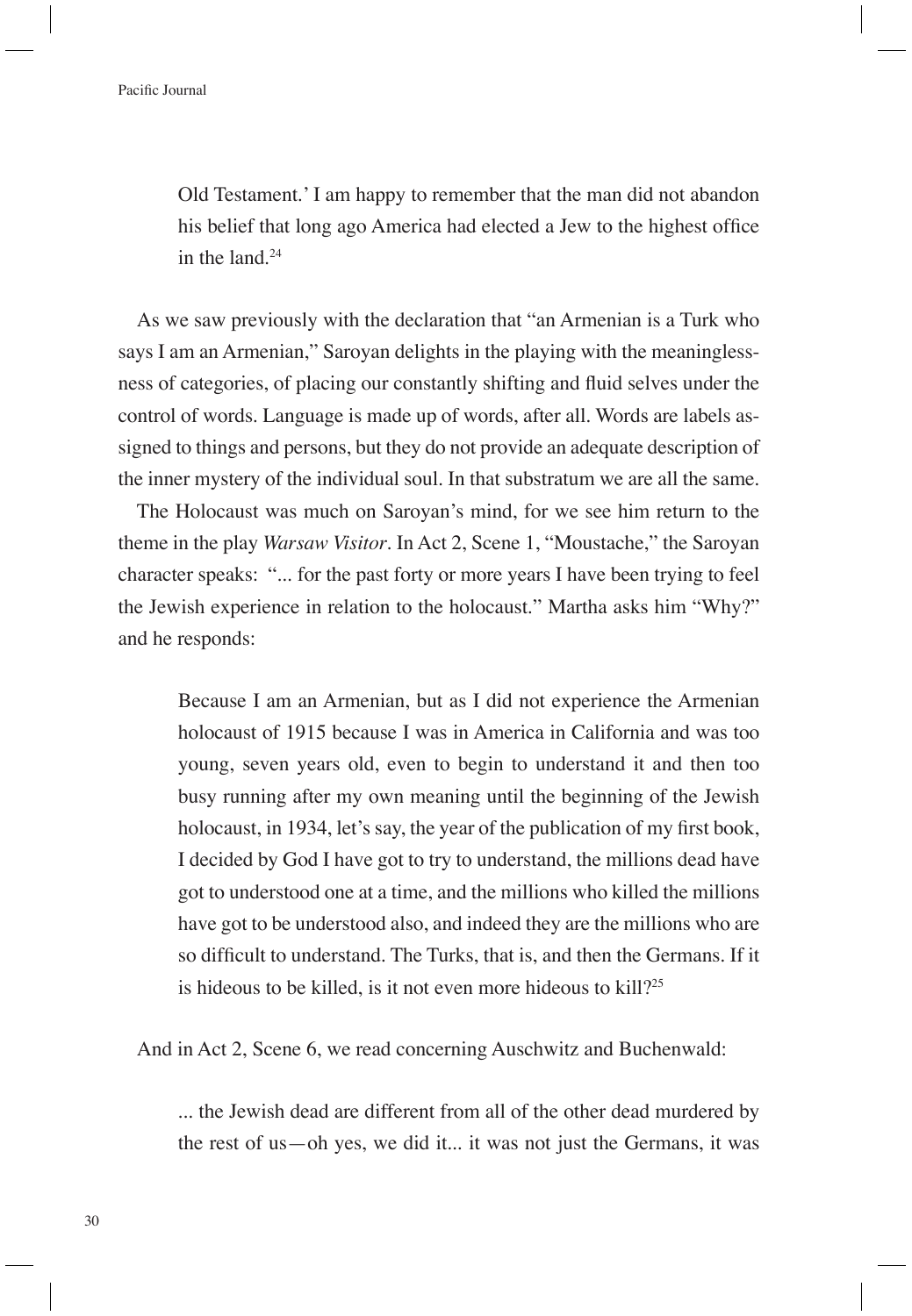> Old Testament.' I am happy to remember that the man did not abandon his belief that long ago America had elected a Jew to the highest office in the land.[24]

As we saw previously with the declaration that "an Armenian is a Turk who says I am an Armenian," Saroyan delights in the playing with the meaninglessness of categories, of placing our constantly shifting and fluid selves under the control of words. Language is made up of words, after all. Words are labels assigned to things and persons, but they do not provide an adequate description of the inner mystery of the individual soul. In that substratum we are all the same.

The Holocaust was much on Saroyan's mind, for we see him return to the theme in the play *Warsaw Visitor*. In Act 2, Scene 1, "Moustache," the Saroyan character speaks: "... for the past forty or more years I have been trying to feel the Jewish experience in relation to the holocaust." Martha asks him "Why?" and he responds:

> Because I am an Armenian, but as I did not experience the Armenian holocaust of 1915 because I was in America in California and was too young, seven years old, even to begin to understand it and then too busy running after my own meaning until the beginning of the Jewish holocaust, in 1934, let's say, the year of the publication of my first book, I decided by God I have got to try to understand, the millions dead have got to understood one at a time, and the millions who killed the millions have got to be understood also, and indeed they are the millions who are so difficult to understand. The Turks, that is, and then the Germans. If it is hideous to be killed, is it not even more hideous to kill?[25]

And in Act 2, Scene 6, we read concerning Auschwitz and Buchenwald:

> ... the Jewish dead are different from all of the other dead murdered by the rest of us—oh yes, we did it... it was not just the Germans, it was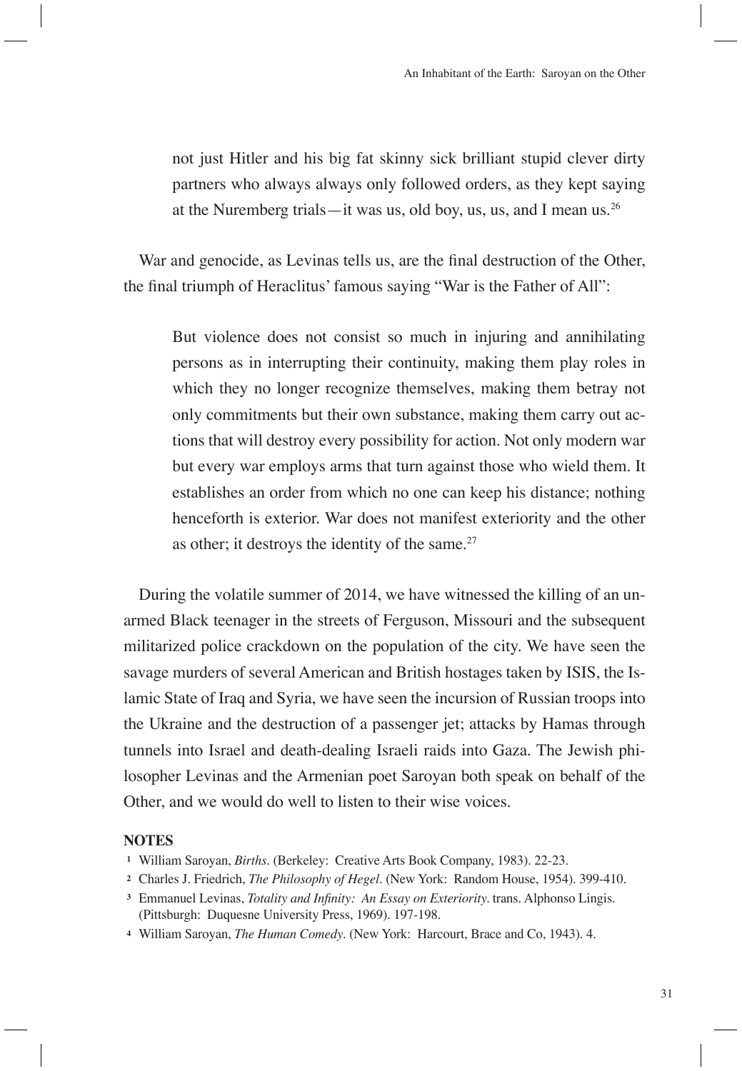> not just Hitler and his big fat skinny sick brilliant stupid clever dirty partners who always always only followed orders, as they kept saying at the Nuremberg trials—it was us, old boy, us, us, and I mean us.[26]

War and genocide, as Levinas tells us, are the final destruction of the Other, the final triumph of Heraclitus' famous saying "War is the Father of All":

> But violence does not consist so much in injuring and annihilating persons as in interrupting their continuity, making them play roles in which they no longer recognize themselves, making them betray not only commitments but their own substance, making them carry out actions that will destroy every possibility for action. Not only modern war but every war employs arms that turn against those who wield them. It establishes an order from which no one can keep his distance; nothing henceforth is exterior. War does not manifest exteriority and the other as other; it destroys the identity of the same.[27]

During the volatile summer of 2014, we have witnessed the killing of an unarmed Black teenager in the streets of Ferguson, Missouri and the subsequent militarized police crackdown on the population of the city. We have seen the savage murders of several American and British hostages taken by ISIS, the Islamic State of Iraq and Syria, we have seen the incursion of Russian troops into the Ukraine and the destruction of a passenger jet; attacks by Hamas through tunnels into Israel and death-dealing Israeli raids into Gaza. The Jewish philosopher Levinas and the Armenian poet Saroyan both speak on behalf of the Other, and we would do well to listen to their wise voices.

**NOTES**

1. William Saroyan, *Births*. (Berkeley: Creative Arts Book Company, 1983). 22-23.
2. Charles J. Friedrich, *The Philosophy of Hegel*. (New York: Random House, 1954). 399-410.
3. Emmanuel Levinas, *Totality and Infinity: An Essay on Exteriority*. trans. Alphonso Lingis. (Pittsburgh: Duquesne University Press, 1969). 197-198.
4. William Saroyan, *The Human Comedy*. (New York: Harcourt, Brace and Co, 1943). 4.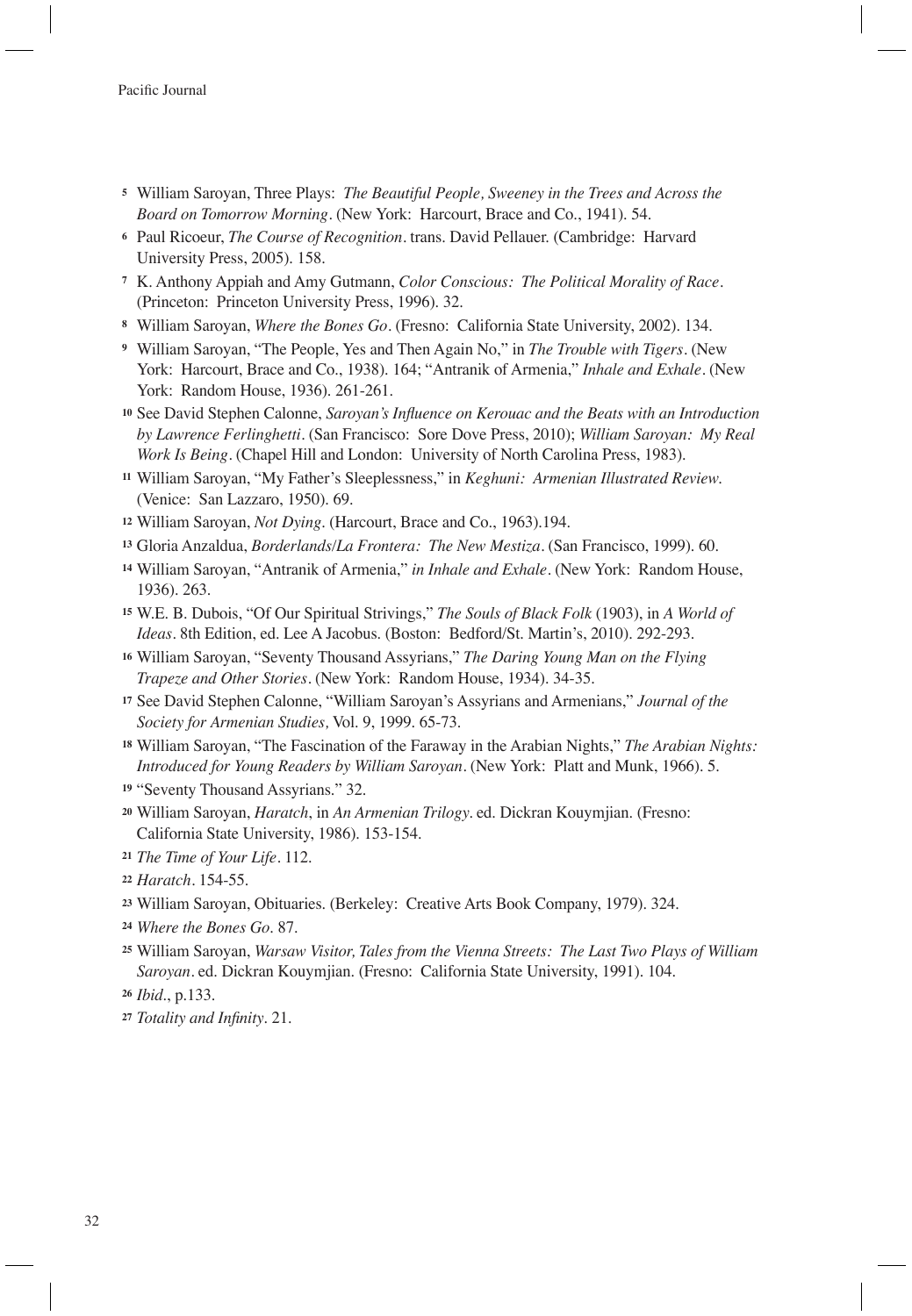[5] William Saroyan, Three Plays: *The Beautiful People, Sweeney in the Trees and Across the Board on Tomorrow Morning*. (New York: Harcourt, Brace and Co., 1941). 54.

[6] Paul Ricoeur, *The Course of Recognition*. trans. David Pellauer. (Cambridge: Harvard University Press, 2005). 158.

[7] K. Anthony Appiah and Amy Gutmann, *Color Conscious: The Political Morality of Race*. (Princeton: Princeton University Press, 1996). 32.

[8] William Saroyan, *Where the Bones Go*. (Fresno: California State University, 2002). 134.

[9] William Saroyan, "The People, Yes and Then Again No," in *The Trouble with Tigers*. (New York: Harcourt, Brace and Co., 1938). 164; "Antranik of Armenia," *Inhale and Exhale*. (New York: Random House, 1936). 261-261.

[10] See David Stephen Calonne, *Saroyan's Influence on Kerouac and the Beats with an Introduction by Lawrence Ferlinghetti*. (San Francisco: Sore Dove Press, 2010); *William Saroyan: My Real Work Is Being*. (Chapel Hill and London: University of North Carolina Press, 1983).

[11] William Saroyan, "My Father's Sleeplessness," in *Keghuni: Armenian Illustrated Review*. (Venice: San Lazzaro, 1950). 69.

[12] William Saroyan, *Not Dying*. (Harcourt, Brace and Co., 1963).194.

[13] Gloria Anzaldua, *Borderlands/La Frontera: The New Mestiza*. (San Francisco, 1999). 60.

[14] William Saroyan, "Antranik of Armenia," *in Inhale and Exhale*. (New York: Random House, 1936). 263.

[15] W.E. B. Dubois, "Of Our Spiritual Strivings," *The Souls of Black Folk* (1903), in *A World of Ideas*. 8th Edition, ed. Lee A Jacobus. (Boston: Bedford/St. Martin's, 2010). 292-293.

[16] William Saroyan, "Seventy Thousand Assyrians," *The Daring Young Man on the Flying Trapeze and Other Stories*. (New York: Random House, 1934). 34-35.

[17] See David Stephen Calonne, "William Saroyan's Assyrians and Armenians," *Journal of the Society for Armenian Studies,* Vol. 9, 1999. 65-73.

[18] William Saroyan, "The Fascination of the Faraway in the Arabian Nights," *The Arabian Nights: Introduced for Young Readers by William Saroyan*. (New York: Platt and Munk, 1966). 5.

[19] "Seventy Thousand Assyrians." 32.

[20] William Saroyan, *Haratch*, in *An Armenian Trilogy*. ed. Dickran Kouymjian. (Fresno: California State University, 1986). 153-154.

[21] *The Time of Your Life*. 112.

[22] *Haratch*. 154-55.

[23] William Saroyan, Obituaries. (Berkeley: Creative Arts Book Company, 1979). 324.

[24] *Where the Bones Go*. 87.

[25] William Saroyan, *Warsaw Visitor, Tales from the Vienna Streets: The Last Two Plays of William Saroyan*. ed. Dickran Kouymjian. (Fresno: California State University, 1991). 104.

[26] *Ibid*., p.133.

[27] *Totality and Infinity*. 21.